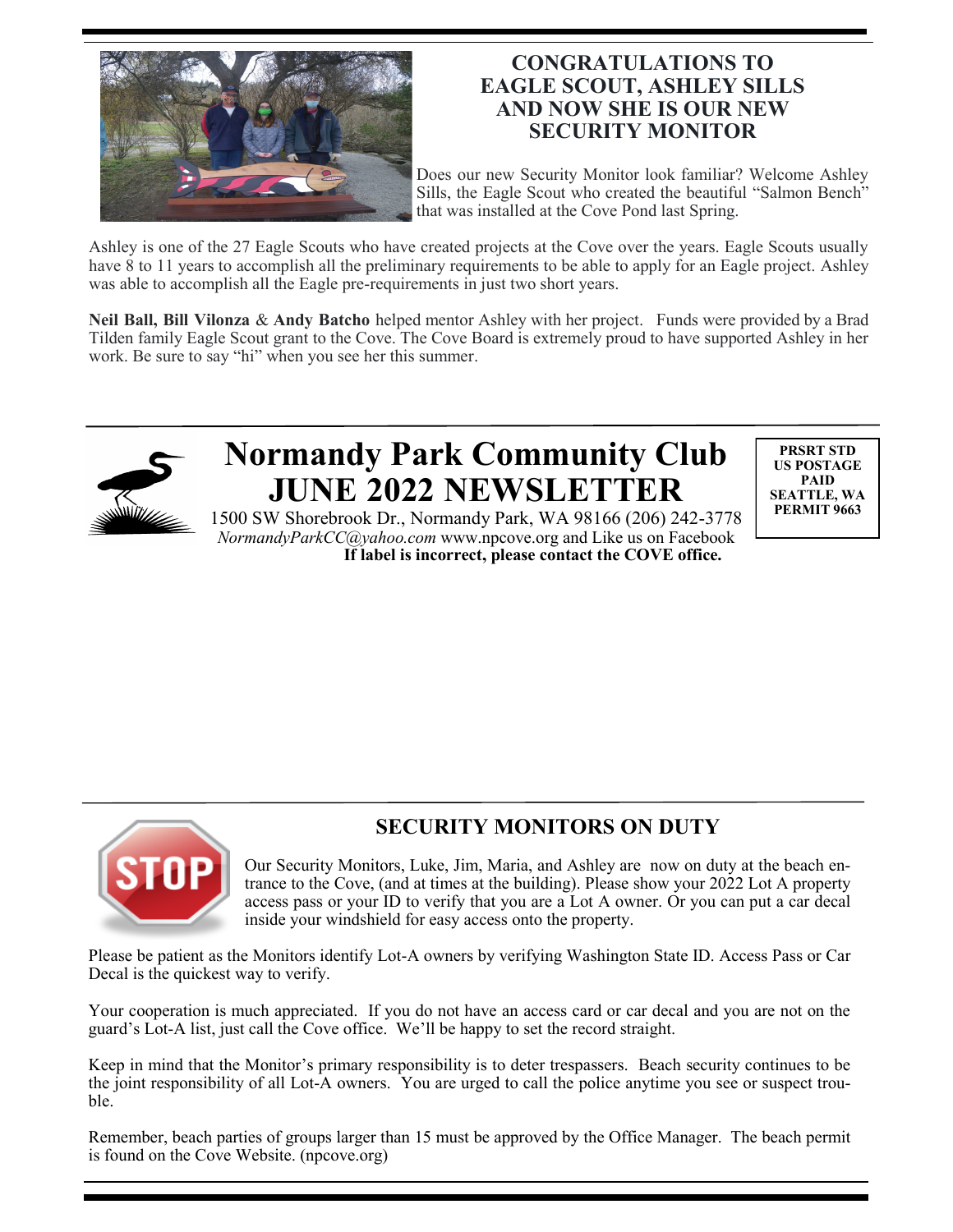## CONGRATULATIONS TO EAGLE SCOUT, ASHLEY SILLS AND NOW SHE IS OUR NEW SECURITY MONITOR

Does our new Security Monitor look familiar? Welcome Ashley Sills, the Eagle Scout who created the beautiful "Salmon Bench" that was installed at the Cove Pond last Spring.

Ashley is one of the 27 Eagle Scouts who have created projects at the Cove over the years. Eagle Scouts usually have 8 to 11 years to accomplish all the preliminary requirements to be able to apply for an Eagle project. Ashley was able to accomplish all the Eagle pre-requirements in just two short years.

**Neil Ball, Bill Vilonza** & **Andy Batcho** helped mentor Ashley with her project. Funds were provided by a Brad Tilden family Eagle Scout grant to the Cove. The Cove Board is extremely proud to have supported Ashley in her work. Be sure to say "hi" when you see her this summer.

# Normandy Park Community Club JUNE 2022 NEWSLETTER

1500 SW Shorebrook Dr., Normandy Park, WA 98166 (206) 242-3778
*NormandyParkCC@yahoo.com* www.npcove.org and Like us on Facebook
**If label is incorrect, please contact the COVE office.**

**PRSRT STD
US POSTAGE
PAID
SEATTLE, WA
PERMIT 9663**

## SECURITY MONITORS ON DUTY

Our Security Monitors, Luke, Jim, Maria, and Ashley are now on duty at the beach entrance to the Cove, (and at times at the building). Please show your 2022 Lot A property access pass or your ID to verify that you are a Lot A owner. Or you can put a car decal inside your windshield for easy access onto the property.

Please be patient as the Monitors identify Lot-A owners by verifying Washington State ID. Access Pass or Car Decal is the quickest way to verify.

Your cooperation is much appreciated. If you do not have an access card or car decal and you are not on the guard's Lot-A list, just call the Cove office. We'll be happy to set the record straight.

Keep in mind that the Monitor's primary responsibility is to deter trespassers. Beach security continues to be the joint responsibility of all Lot-A owners. You are urged to call the police anytime you see or suspect trouble.

Remember, beach parties of groups larger than 15 must be approved by the Office Manager. The beach permit is found on the Cove Website. (npcove.org)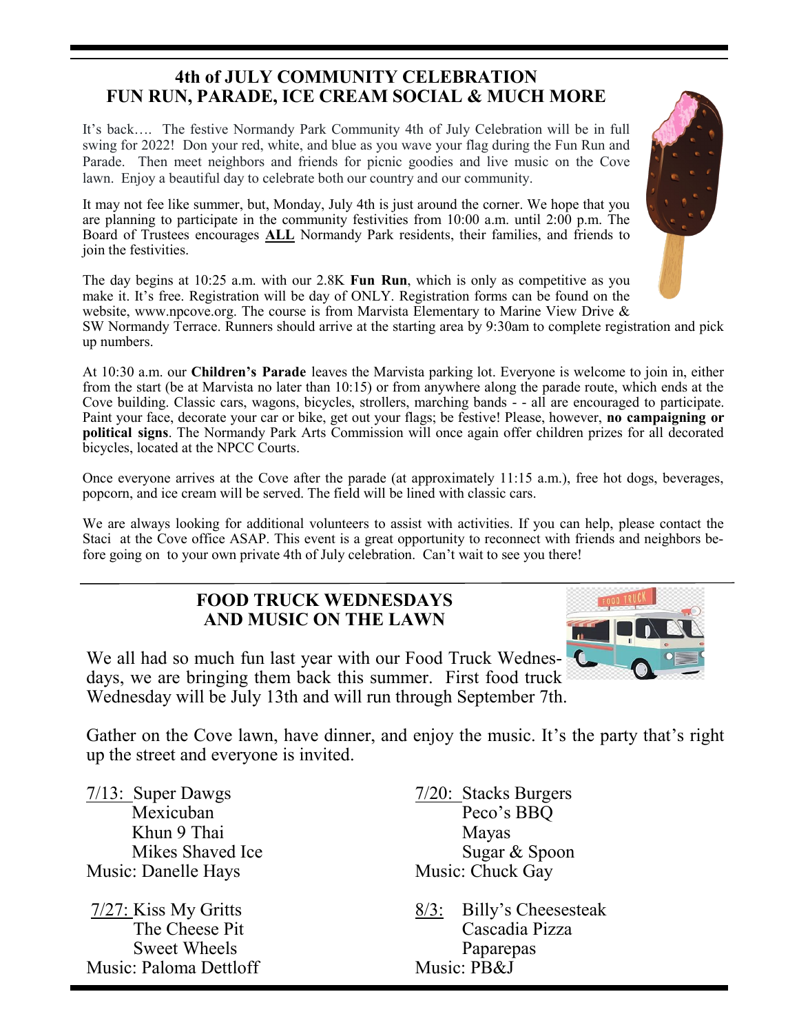## 4th of JULY COMMUNITY CELEBRATION
## FUN RUN, PARADE, ICE CREAM SOCIAL & MUCH MORE

It's back…. The festive Normandy Park Community 4th of July Celebration will be in full swing for 2022! Don your red, white, and blue as you wave your flag during the Fun Run and Parade. Then meet neighbors and friends for picnic goodies and live music on the Cove lawn. Enjoy a beautiful day to celebrate both our country and our community.

It may not fee like summer, but, Monday, July 4th is just around the corner. We hope that you are planning to participate in the community festivities from 10:00 a.m. until 2:00 p.m. The Board of Trustees encourages **ALL** Normandy Park residents, their families, and friends to join the festivities.

The day begins at 10:25 a.m. with our 2.8K **Fun Run**, which is only as competitive as you make it. It's free. Registration will be day of ONLY. Registration forms can be found on the website, www.npcove.org. The course is from Marvista Elementary to Marine View Drive & SW Normandy Terrace. Runners should arrive at the starting area by 9:30am to complete registration and pick up numbers.

At 10:30 a.m. our **Children's Parade** leaves the Marvista parking lot. Everyone is welcome to join in, either from the start (be at Marvista no later than 10:15) or from anywhere along the parade route, which ends at the Cove building. Classic cars, wagons, bicycles, strollers, marching bands - - all are encouraged to participate. Paint your face, decorate your car or bike, get out your flags; be festive! Please, however, **no campaigning or political signs**. The Normandy Park Arts Commission will once again offer children prizes for all decorated bicycles, located at the NPCC Courts.

Once everyone arrives at the Cove after the parade (at approximately 11:15 a.m.), free hot dogs, beverages, popcorn, and ice cream will be served. The field will be lined with classic cars.

We are always looking for additional volunteers to assist with activities. If you can help, please contact the Staci at the Cove office ASAP. This event is a great opportunity to reconnect with friends and neighbors before going on to your own private 4th of July celebration. Can't wait to see you there!

---

## FOOD TRUCK WEDNESDAYS
## AND MUSIC ON THE LAWN

We all had so much fun last year with our Food Truck Wednesdays, we are bringing them back this summer. First food truck Wednesday will be July 13th and will run through September 7th.

Gather on the Cove lawn, have dinner, and enjoy the music. It's the party that's right up the street and everyone is invited.

7/13: Super Dawgs
Mexicuban
Khun 9 Thai
Mikes Shaved Ice
Music: Danelle Hays

7/20: Stacks Burgers
Peco's BBQ
Mayas
Sugar & Spoon
Music: Chuck Gay

7/27: Kiss My Gritts
The Cheese Pit
Sweet Wheels
Music: Paloma Dettloff

8/3: Billy's Cheesesteak
Cascadia Pizza
Paparepas
Music: PB&J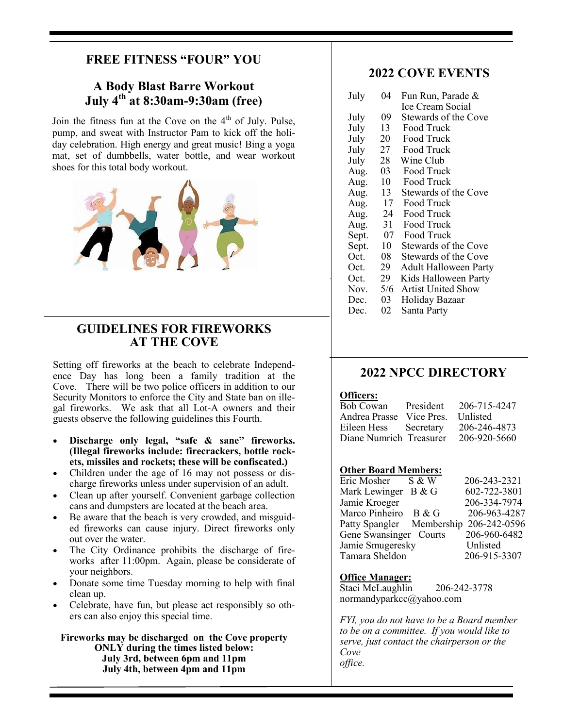## FREE FITNESS "FOUR" YOU

### A Body Blast Barre Workout
### July 4th at 8:30am-9:30am (free)

Join the fitness fun at the Cove on the 4th of July. Pulse, pump, and sweat with Instructor Pam to kick off the holiday celebration. High energy and great music! Bing a yoga mat, set of dumbbells, water bottle, and wear workout shoes for this total body workout.

## GUIDELINES FOR FIREWORKS AT THE COVE

Setting off fireworks at the beach to celebrate Independence Day has long been a family tradition at the Cove. There will be two police officers in addition to our Security Monitors to enforce the City and State ban on illegal fireworks. We ask that all Lot-A owners and their guests observe the following guidelines this Fourth.

- **Discharge only legal, "safe & sane" fireworks. (Illegal fireworks include: firecrackers, bottle rockets, missiles and rockets; these will be confiscated.)**
- Children under the age of 16 may not possess or discharge fireworks unless under supervision of an adult.
- Clean up after yourself. Convenient garbage collection cans and dumpsters are located at the beach area.
- Be aware that the beach is very crowded, and misguided fireworks can cause injury. Direct fireworks only out over the water.
- The City Ordinance prohibits the discharge of fireworks after 11:00pm. Again, please be considerate of your neighbors.
- Donate some time Tuesday morning to help with final clean up.
- Celebrate, have fun, but please act responsibly so others can also enjoy this special time.

**Fireworks may be discharged on the Cove property ONLY during the times listed below:**
**July 3rd, between 6pm and 11pm**
**July 4th, between 4pm and 11pm**

## 2022 COVE EVENTS

| Month | Day | Event |
|---|---|---|
| July | 04 | Fun Run, Parade & Ice Cream Social |
| July | 09 | Stewards of the Cove |
| July | 13 | Food Truck |
| July | 20 | Food Truck |
| July | 27 | Food Truck |
| July | 28 | Wine Club |
| Aug. | 03 | Food Truck |
| Aug. | 10 | Food Truck |
| Aug. | 13 | Stewards of the Cove |
| Aug. | 17 | Food Truck |
| Aug. | 24 | Food Truck |
| Aug. | 31 | Food Truck |
| Sept. | 07 | Food Truck |
| Sept. | 10 | Stewards of the Cove |
| Oct. | 08 | Stewards of the Cove |
| Oct. | 29 | Adult Halloween Party |
| Oct. | 29 | Kids Halloween Party |
| Nov. | 5/6 | Artist United Show |
| Dec. | 03 | Holiday Bazaar |
| Dec. | 02 | Santa Party |

## 2022 NPCC DIRECTORY

**Officers:**

| Name | Position | Phone |
|---|---|---|
| Bob Cowan | President | 206-715-4247 |
| Andrea Prasse | Vice Pres. | Unlisted |
| Eileen Hess | Secretary | 206-246-4873 |
| Diane Numrich | Treasurer | 206-920-5660 |

**Other Board Members:**

| Name | Committee | Phone |
|---|---|---|
| Eric Mosher | S & W | 206-243-2321 |
| Mark Lewinger | B & G | 602-722-3801 |
| Jamie Kroeger | | 206-334-7974 |
| Marco Pinheiro | B & G | 206-963-4287 |
| Patty Spangler | Membership | 206-242-0596 |
| Gene Swansinger | Courts | 206-960-6482 |
| Jamie Smugeresky | | Unlisted |
| Tamara Sheldon | | 206-915-3307 |

**Office Manager:**
Staci McLaughlin 206-242-3778
normandyparkcc@yahoo.com

*FYI, you do not have to be a Board member to be on a committee. If you would like to serve, just contact the chairperson or the Cove office.*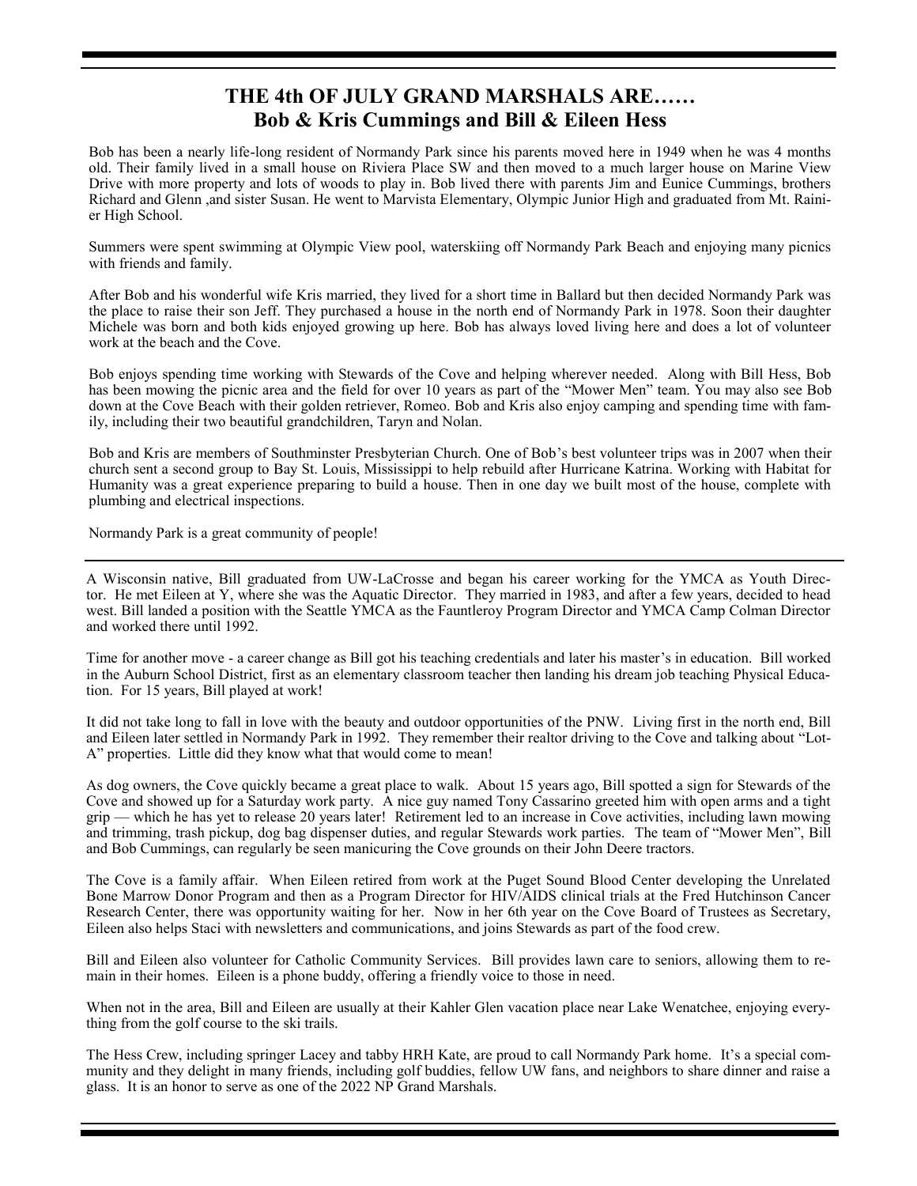## THE 4th OF JULY GRAND MARSHALS ARE……
## Bob & Kris Cummings and Bill & Eileen Hess

Bob has been a nearly life-long resident of Normandy Park since his parents moved here in 1949 when he was 4 months old. Their family lived in a small house on Riviera Place SW and then moved to a much larger house on Marine View Drive with more property and lots of woods to play in. Bob lived there with parents Jim and Eunice Cummings, brothers Richard and Glenn ,and sister Susan. He went to Marvista Elementary, Olympic Junior High and graduated from Mt. Rainier High School.

Summers were spent swimming at Olympic View pool, waterskiing off Normandy Park Beach and enjoying many picnics with friends and family.

After Bob and his wonderful wife Kris married, they lived for a short time in Ballard but then decided Normandy Park was the place to raise their son Jeff. They purchased a house in the north end of Normandy Park in 1978. Soon their daughter Michele was born and both kids enjoyed growing up here. Bob has always loved living here and does a lot of volunteer work at the beach and the Cove.

Bob enjoys spending time working with Stewards of the Cove and helping wherever needed. Along with Bill Hess, Bob has been mowing the picnic area and the field for over 10 years as part of the "Mower Men" team. You may also see Bob down at the Cove Beach with their golden retriever, Romeo. Bob and Kris also enjoy camping and spending time with family, including their two beautiful grandchildren, Taryn and Nolan.

Bob and Kris are members of Southminster Presbyterian Church. One of Bob's best volunteer trips was in 2007 when their church sent a second group to Bay St. Louis, Mississippi to help rebuild after Hurricane Katrina. Working with Habitat for Humanity was a great experience preparing to build a house. Then in one day we built most of the house, complete with plumbing and electrical inspections.

Normandy Park is a great community of people!

---

A Wisconsin native, Bill graduated from UW-LaCrosse and began his career working for the YMCA as Youth Director. He met Eileen at Y, where she was the Aquatic Director. They married in 1983, and after a few years, decided to head west. Bill landed a position with the Seattle YMCA as the Fauntleroy Program Director and YMCA Camp Colman Director and worked there until 1992.

Time for another move - a career change as Bill got his teaching credentials and later his master's in education. Bill worked in the Auburn School District, first as an elementary classroom teacher then landing his dream job teaching Physical Education. For 15 years, Bill played at work!

It did not take long to fall in love with the beauty and outdoor opportunities of the PNW. Living first in the north end, Bill and Eileen later settled in Normandy Park in 1992. They remember their realtor driving to the Cove and talking about "Lot-A" properties. Little did they know what that would come to mean!

As dog owners, the Cove quickly became a great place to walk. About 15 years ago, Bill spotted a sign for Stewards of the Cove and showed up for a Saturday work party. A nice guy named Tony Cassarino greeted him with open arms and a tight grip — which he has yet to release 20 years later! Retirement led to an increase in Cove activities, including lawn mowing and trimming, trash pickup, dog bag dispenser duties, and regular Stewards work parties. The team of "Mower Men", Bill and Bob Cummings, can regularly be seen manicuring the Cove grounds on their John Deere tractors.

The Cove is a family affair. When Eileen retired from work at the Puget Sound Blood Center developing the Unrelated Bone Marrow Donor Program and then as a Program Director for HIV/AIDS clinical trials at the Fred Hutchinson Cancer Research Center, there was opportunity waiting for her. Now in her 6th year on the Cove Board of Trustees as Secretary, Eileen also helps Staci with newsletters and communications, and joins Stewards as part of the food crew.

Bill and Eileen also volunteer for Catholic Community Services. Bill provides lawn care to seniors, allowing them to remain in their homes. Eileen is a phone buddy, offering a friendly voice to those in need.

When not in the area, Bill and Eileen are usually at their Kahler Glen vacation place near Lake Wenatchee, enjoying everything from the golf course to the ski trails.

The Hess Crew, including springer Lacey and tabby HRH Kate, are proud to call Normandy Park home. It's a special community and they delight in many friends, including golf buddies, fellow UW fans, and neighbors to share dinner and raise a glass. It is an honor to serve as one of the 2022 NP Grand Marshals.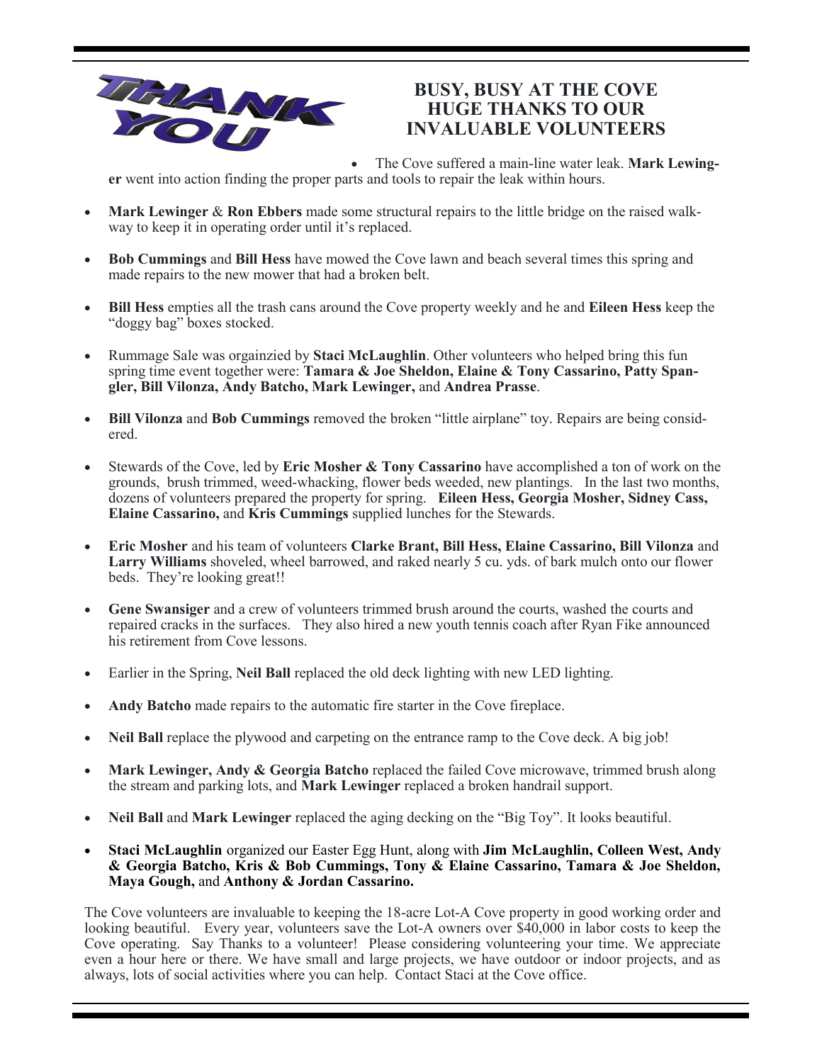THANK YOU

## BUSY, BUSY AT THE COVE HUGE THANKS TO OUR INVALUABLE VOLUNTEERS

- The Cove suffered a main-line water leak. **Mark Lewinger** went into action finding the proper parts and tools to repair the leak within hours.
- **Mark Lewinger** & **Ron Ebbers** made some structural repairs to the little bridge on the raised walkway to keep it in operating order until it's replaced.
- **Bob Cummings** and **Bill Hess** have mowed the Cove lawn and beach several times this spring and made repairs to the new mower that had a broken belt.
- **Bill Hess** empties all the trash cans around the Cove property weekly and he and **Eileen Hess** keep the "doggy bag" boxes stocked.
- Rummage Sale was orgainzied by **Staci McLaughlin**. Other volunteers who helped bring this fun spring time event together were: **Tamara & Joe Sheldon, Elaine & Tony Cassarino, Patty Spangler, Bill Vilonza, Andy Batcho, Mark Lewinger,** and **Andrea Prasse**.
- **Bill Vilonza** and **Bob Cummings** removed the broken "little airplane" toy. Repairs are being considered.
- Stewards of the Cove, led by **Eric Mosher & Tony Cassarino** have accomplished a ton of work on the grounds, brush trimmed, weed-whacking, flower beds weeded, new plantings. In the last two months, dozens of volunteers prepared the property for spring. **Eileen Hess, Georgia Mosher, Sidney Cass, Elaine Cassarino,** and **Kris Cummings** supplied lunches for the Stewards.
- **Eric Mosher** and his team of volunteers **Clarke Brant, Bill Hess, Elaine Cassarino, Bill Vilonza** and **Larry Williams** shoveled, wheel barrowed, and raked nearly 5 cu. yds. of bark mulch onto our flower beds. They're looking great!!
- **Gene Swansiger** and a crew of volunteers trimmed brush around the courts, washed the courts and repaired cracks in the surfaces. They also hired a new youth tennis coach after Ryan Fike announced his retirement from Cove lessons.
- Earlier in the Spring, **Neil Ball** replaced the old deck lighting with new LED lighting.
- **Andy Batcho** made repairs to the automatic fire starter in the Cove fireplace.
- **Neil Ball** replace the plywood and carpeting on the entrance ramp to the Cove deck. A big job!
- **Mark Lewinger, Andy & Georgia Batcho** replaced the failed Cove microwave, trimmed brush along the stream and parking lots, and **Mark Lewinger** replaced a broken handrail support.
- **Neil Ball** and **Mark Lewinger** replaced the aging decking on the "Big Toy". It looks beautiful.
- **Staci McLaughlin** organized our Easter Egg Hunt, along with **Jim McLaughlin, Colleen West, Andy & Georgia Batcho, Kris & Bob Cummings, Tony & Elaine Cassarino, Tamara & Joe Sheldon, Maya Gough,** and **Anthony & Jordan Cassarino.**

The Cove volunteers are invaluable to keeping the 18-acre Lot-A Cove property in good working order and looking beautiful. Every year, volunteers save the Lot-A owners over $40,000 in labor costs to keep the Cove operating. Say Thanks to a volunteer! Please considering volunteering your time. We appreciate even a hour here or there. We have small and large projects, we have outdoor or indoor projects, and as always, lots of social activities where you can help. Contact Staci at the Cove office.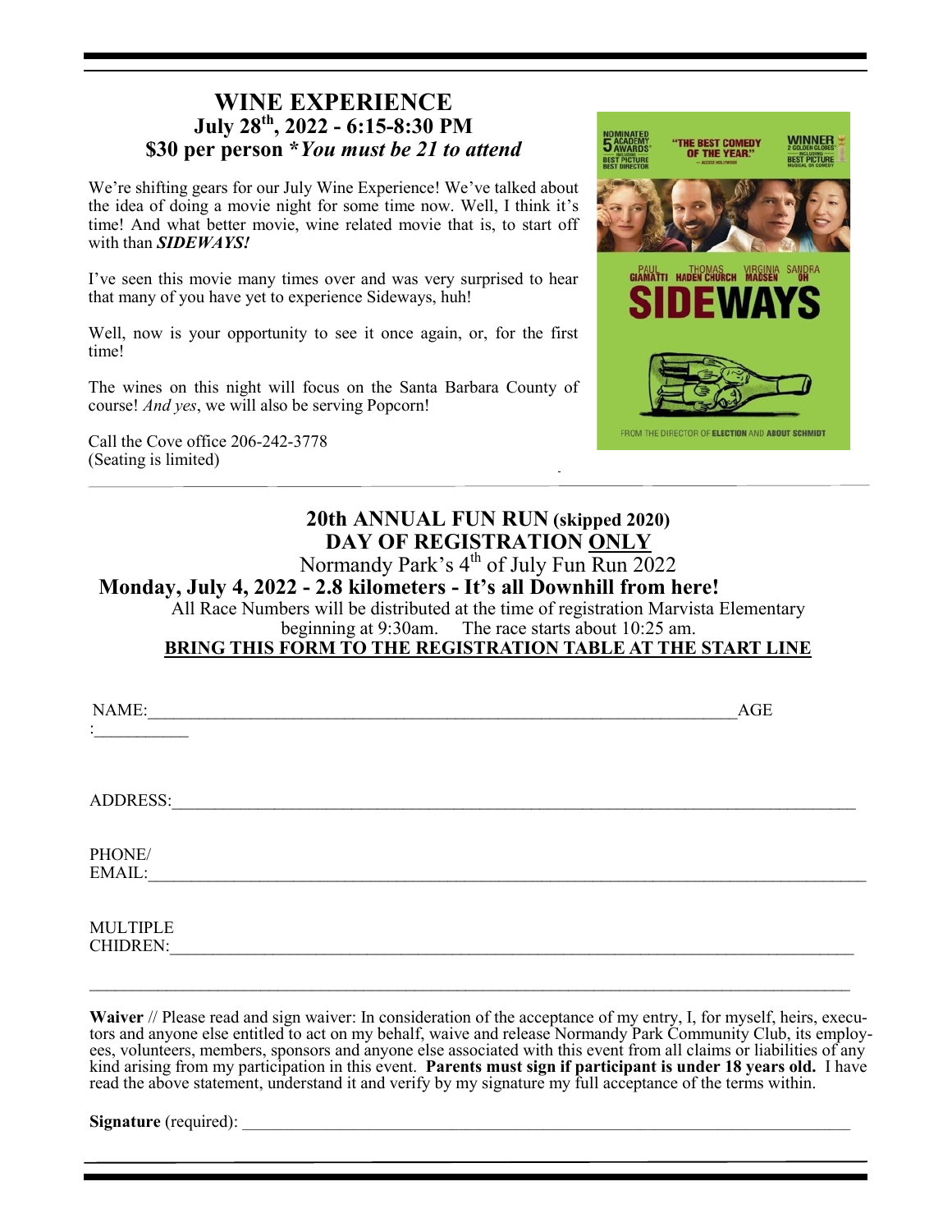# WINE EXPERIENCE

**July 28th, 2022 - 6:15-8:30 PM**

**$30 per person *You must be 21 to attend***

We're shifting gears for our July Wine Experience! We've talked about the idea of doing a movie night for some time now. Well, I think it's time! And what better movie, wine related movie that is, to start off with than ***SIDEWAYS!***

I've seen this movie many times over and was very surprised to hear that many of you have yet to experience Sideways, huh!

Well, now is your opportunity to see it once again, or, for the first time!

The wines on this night will focus on the Santa Barbara County of course! *And yes*, we will also be serving Popcorn!

Call the Cove office 206-242-3778
(Seating is limited)

---

# 20th ANNUAL FUN RUN (skipped 2020)

## DAY OF REGISTRATION ONLY

Normandy Park's 4th of July Fun Run 2022

**Monday, July 4, 2022 - 2.8 kilometers - It's all Downhill from here!**

All Race Numbers will be distributed at the time of registration Marvista Elementary beginning at 9:30am. The race starts about 10:25 am.

**BRING THIS FORM TO THE REGISTRATION TABLE AT THE START LINE**

NAME:________________________________________________________________AGE :__________

ADDRESS:_____________________________________________________________________________

PHONE/ EMAIL:_________________________________________________________________________

MULTIPLE CHIDREN:______________________________________________________________________

_____________________________________________________________________________________

**Waiver** // Please read and sign waiver: In consideration of the acceptance of my entry, I, for myself, heirs, executors and anyone else entitled to act on my behalf, waive and release Normandy Park Community Club, its employees, volunteers, members, sponsors and anyone else associated with this event from all claims or liabilities of any kind arising from my participation in this event. **Parents must sign if participant is under 18 years old.** I have read the above statement, understand it and verify by my signature my full acceptance of the terms within.

**Signature** (required): ____________________________________________________________________